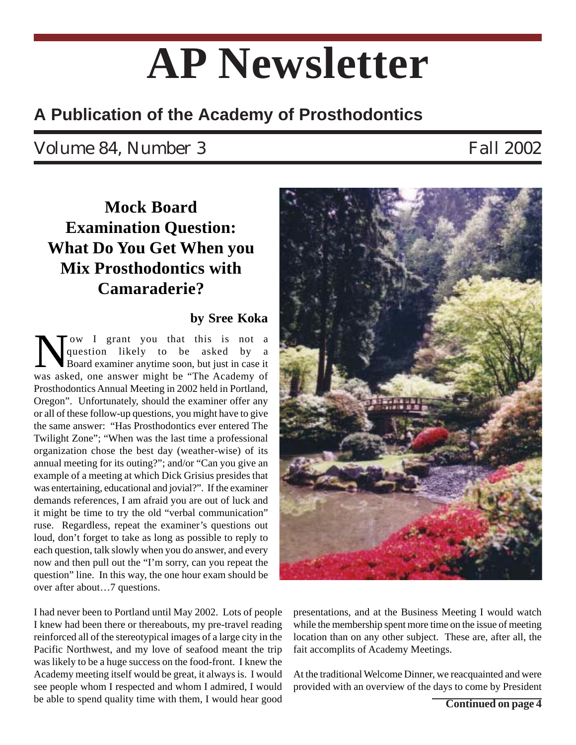# AP Newsletter

## A Publication of the Academy of Prosthodontics

Volume 84, Number 3 Fall 2002

## Mock Board Examination Question: What Do You Get When you Mix Prosthodontics with Camaraderie?

**by Sree Koka**

Now I grant you that this is not a question likely to be asked by a Board examiner anytime soon, but just in case it was asked, one answer might be "The Academy of Prosthodontics Annual Meeting in 2002 held in Portland, Oregon". Unfortunately, should the examiner offer any or all of these follow-up questions, you might have to give the same answer: "Has Prosthodontics ever entered The Twilight Zone"; "When was the last time a professional organization chose the best day (weather-wise) of its annual meeting for its outing?"; and/or "Can you give an example of a meeting at which Dick Grisius presides that was entertaining, educational and jovial?". If the examiner demands references, I am afraid you are out of luck and it might be time to try the old "verbal communication" ruse. Regardless, repeat the examiner's questions out loud, don't forget to take as long as possible to reply to each question, talk slowly when you do answer, and every now and then pull out the "I'm sorry, can you repeat the question" line. In this way, the one hour exam should be over after about…7 questions.

I had never been to Portland until May 2002. Lots of people I knew had been there or thereabouts, my pre-travel reading reinforced all of the stereotypical images of a large city in the Pacific Northwest, and my love of seafood meant the trip was likely to be a huge success on the food-front. I knew the Academy meeting itself would be great, it always is. I would see people whom I respected and whom I admired, I would be able to spend quality time with them, I would hear good presentations, and at the Business Meeting I would watch while the membership spent more time on the issue of meeting location than on any other subject. These are, after all, the fait accomplits of Academy Meetings.

At the traditional Welcome Dinner, we reacquainted and were provided with an overview of the days to come by President

**Continued on page 4**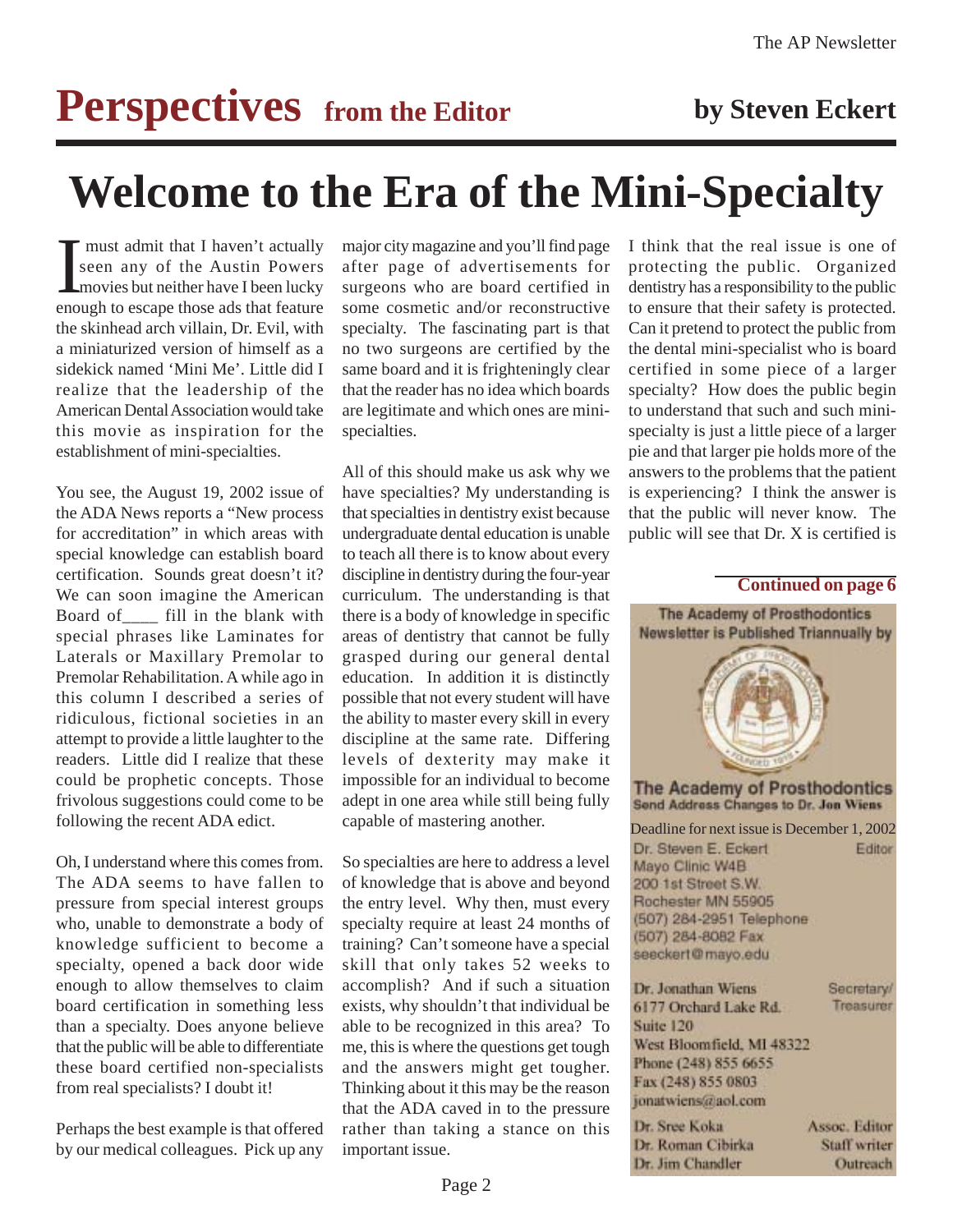# Perspectives from the Editor

**by Steven Eckert**

# Welcome to the Era of the Mini-Specialty

I must admit that I haven't actually seen any of the Austin Powers movies but neither have I been lucky enough to escape those ads that feature the skinhead arch villain, Dr. Evil, with a miniaturized version of himself as a sidekick named 'Mini Me'. Little did I realize that the leadership of the American Dental Association would take this movie as inspiration for the establishment of mini-specialties.

You see, the August 19, 2002 issue of the ADA News reports a "New process for accreditation" in which areas with special knowledge can establish board certification. Sounds great doesn't it? We can soon imagine the American Board of____ fill in the blank with special phrases like Laminates for Laterals or Maxillary Premolar to Premolar Rehabilitation. A while ago in this column I described a series of ridiculous, fictional societies in an attempt to provide a little laughter to the readers. Little did I realize that these could be prophetic concepts. Those frivolous suggestions could come to be following the recent ADA edict.

Oh, I understand where this comes from. The ADA seems to have fallen to pressure from special interest groups who, unable to demonstrate a body of knowledge sufficient to become a specialty, opened a back door wide enough to allow themselves to claim board certification in something less than a specialty. Does anyone believe that the public will be able to differentiate these board certified non-specialists from real specialists? I doubt it!

Perhaps the best example is that offered by our medical colleagues. Pick up any major city magazine and you'll find page after page of advertisements for surgeons who are board certified in some cosmetic and/or reconstructive specialty. The fascinating part is that no two surgeons are certified by the same board and it is frighteningly clear that the reader has no idea which boards are legitimate and which ones are mini-specialties.

All of this should make us ask why we have specialties? My understanding is that specialties in dentistry exist because undergraduate dental education is unable to teach all there is to know about every discipline in dentistry during the four-year curriculum. The understanding is that there is a body of knowledge in specific areas of dentistry that cannot be fully grasped during our general dental education. In addition it is distinctly possible that not every student will have the ability to master every skill in every discipline at the same rate. Differing levels of dexterity may make it impossible for an individual to become adept in one area while still being fully capable of mastering another.

So specialties are here to address a level of knowledge that is above and beyond the entry level. Why then, must every specialty require at least 24 months of training? Can't someone have a special skill that only takes 52 weeks to accomplish? And if such a situation exists, why shouldn't that individual be able to be recognized in this area? To me, this is where the questions get tough and the answers might get tougher. Thinking about it this may be the reason that the ADA caved in to the pressure rather than taking a stance on this important issue.

I think that the real issue is one of protecting the public. Organized dentistry has a responsibility to the public to ensure that their safety is protected. Can it pretend to protect the public from the dental mini-specialist who is board certified in some piece of a larger specialty? How does the public begin to understand that such and such mini-specialty is just a little piece of a larger pie and that larger pie holds more of the answers to the problems that the patient is experiencing? I think the answer is that the public will never know. The public will see that Dr. X is certified is

**Continued on page 6**

The Academy of Prosthodontics Newsletter is Published Triannually by

The Academy of Prosthodontics
Send Address Changes to Dr. Jon Wiens

Deadline for next issue is December 1, 2002

Dr. Steven E. Eckert — Editor
Mayo Clinic W4B
200 1st Street S.W.
Rochester MN 55905
(507) 284-2951 Telephone
(507) 284-8082 Fax
seeckert@mayo.edu

Dr. Jonathan Wiens — Secretary/Treasurer
6177 Orchard Lake Rd.
Suite 120
West Bloomfield, MI 48322
Phone (248) 855 6655
Fax (248) 855 0803
jonatwiens@aol.com

Dr. Sree Koka — Assoc. Editor
Dr. Roman Cibirka — Staff writer
Dr. Jim Chandler — Outreach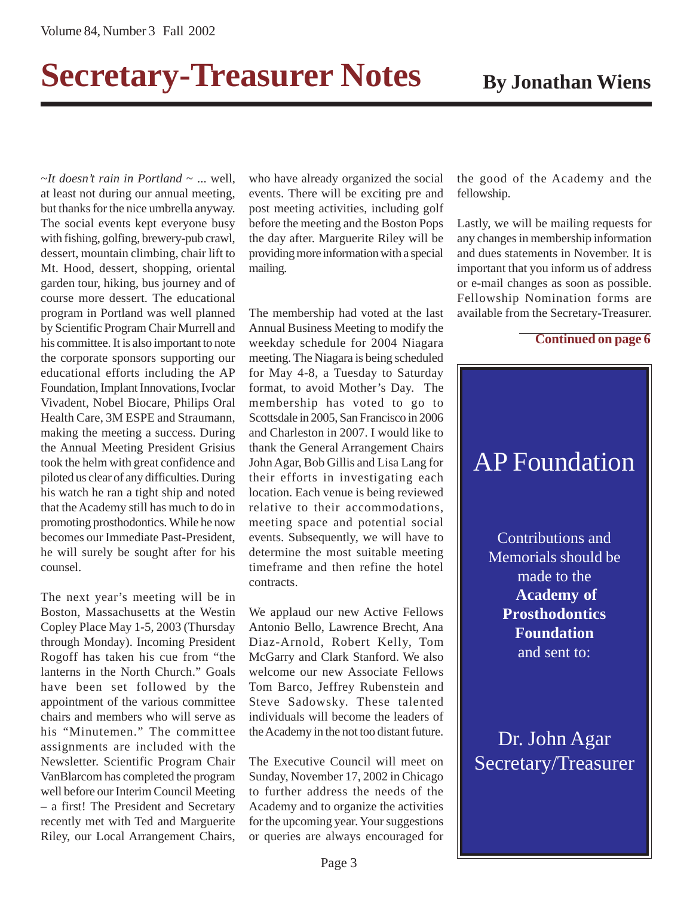# Secretary-Treasurer Notes

## By Jonathan Wiens

*~It doesn't rain in Portland ~* ... well, at least not during our annual meeting, but thanks for the nice umbrella anyway. The social events kept everyone busy with fishing, golfing, brewery-pub crawl, dessert, mountain climbing, chair lift to Mt. Hood, dessert, shopping, oriental garden tour, hiking, bus journey and of course more dessert. The educational program in Portland was well planned by Scientific Program Chair Murrell and his committee. It is also important to note the corporate sponsors supporting our educational efforts including the AP Foundation, Implant Innovations, Ivoclar Vivadent, Nobel Biocare, Philips Oral Health Care, 3M ESPE and Straumann, making the meeting a success. During the Annual Meeting President Grisius took the helm with great confidence and piloted us clear of any difficulties. During his watch he ran a tight ship and noted that the Academy still has much to do in promoting prosthodontics. While he now becomes our Immediate Past-President, he will surely be sought after for his counsel.

The next year's meeting will be in Boston, Massachusetts at the Westin Copley Place May 1-5, 2003 (Thursday through Monday). Incoming President Rogoff has taken his cue from "the lanterns in the North Church." Goals have been set followed by the appointment of the various committee chairs and members who will serve as his "Minutemen." The committee assignments are included with the Newsletter. Scientific Program Chair VanBlarcom has completed the program well before our Interim Council Meeting – a first! The President and Secretary recently met with Ted and Marguerite Riley, our Local Arrangement Chairs, who have already organized the social events. There will be exciting pre and post meeting activities, including golf before the meeting and the Boston Pops the day after. Marguerite Riley will be providing more information with a special mailing.

The membership had voted at the last Annual Business Meeting to modify the weekday schedule for 2004 Niagara meeting. The Niagara is being scheduled for May 4-8, a Tuesday to Saturday format, to avoid Mother's Day. The membership has voted to go to Scottsdale in 2005, San Francisco in 2006 and Charleston in 2007. I would like to thank the General Arrangement Chairs John Agar, Bob Gillis and Lisa Lang for their efforts in investigating each location. Each venue is being reviewed relative to their accommodations, meeting space and potential social events. Subsequently, we will have to determine the most suitable meeting timeframe and then refine the hotel contracts.

We applaud our new Active Fellows Antonio Bello, Lawrence Brecht, Ana Diaz-Arnold, Robert Kelly, Tom McGarry and Clark Stanford. We also welcome our new Associate Fellows Tom Barco, Jeffrey Rubenstein and Steve Sadowsky. These talented individuals will become the leaders of the Academy in the not too distant future.

The Executive Council will meet on Sunday, November 17, 2002 in Chicago to further address the needs of the Academy and to organize the activities for the upcoming year. Your suggestions or queries are always encouraged for the good of the Academy and the fellowship.

Lastly, we will be mailing requests for any changes in membership information and dues statements in November. It is important that you inform us of address or e-mail changes as soon as possible. Fellowship Nomination forms are available from the Secretary-Treasurer.

**Continued on page 6**

## AP Foundation

Contributions and Memorials should be made to the **Academy of Prosthodontics Foundation** and sent to:

Dr. John Agar
Secretary/Treasurer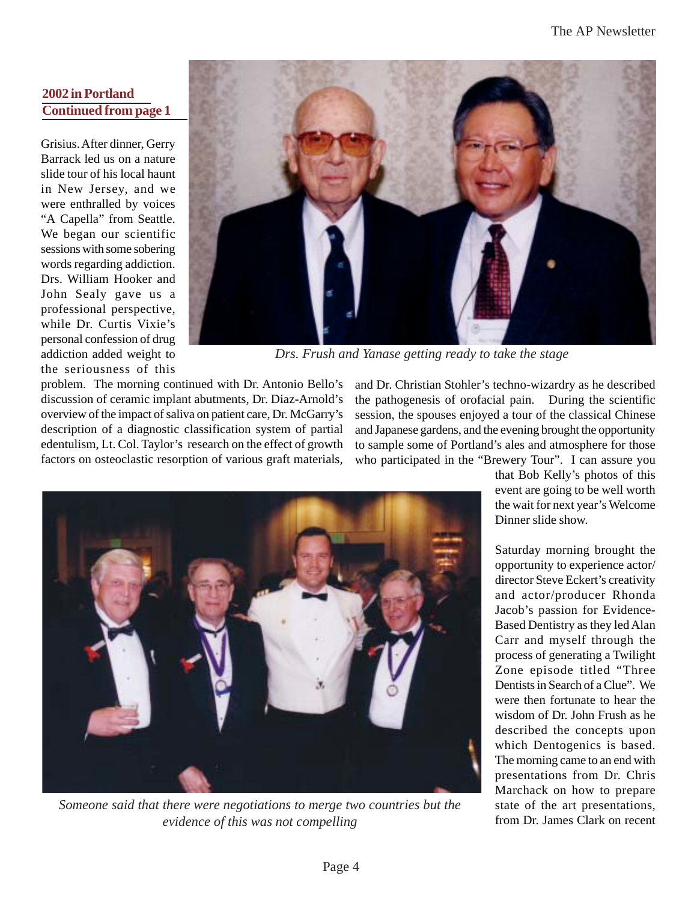**2002 in Portland**
**Continued from page 1**

Grisius. After dinner, Gerry Barrack led us on a nature slide tour of his local haunt in New Jersey, and we were enthralled by voices "A Capella" from Seattle. We began our scientific sessions with some sobering words regarding addiction. Drs. William Hooker and John Sealy gave us a professional perspective, while Dr. Curtis Vixie's personal confession of drug addiction added weight to the seriousness of this problem. The morning continued with Dr. Antonio Bello's discussion of ceramic implant abutments, Dr. Diaz-Arnold's overview of the impact of saliva on patient care, Dr. McGarry's description of a diagnostic classification system of partial edentulism, Lt. Col. Taylor's research on the effect of growth factors on osteoclastic resorption of various graft materials, and Dr. Christian Stohler's techno-wizardry as he described the pathogenesis of orofacial pain. During the scientific session, the spouses enjoyed a tour of the classical Chinese and Japanese gardens, and the evening brought the opportunity to sample some of Portland's ales and atmosphere for those who participated in the "Brewery Tour". I can assure you that Bob Kelly's photos of this event are going to be well worth the wait for next year's Welcome Dinner slide show.

*Drs. Frush and Yanase getting ready to take the stage*

Saturday morning brought the opportunity to experience actor/director Steve Eckert's creativity and actor/producer Rhonda Jacob's passion for Evidence-Based Dentistry as they led Alan Carr and myself through the process of generating a Twilight Zone episode titled "Three Dentists in Search of a Clue". We were then fortunate to hear the wisdom of Dr. John Frush as he described the concepts upon which Dentogenics is based. The morning came to an end with presentations from Dr. Chris Marchack on how to prepare state of the art presentations, from Dr. James Clark on recent

*Someone said that there were negotiations to merge two countries but the evidence of this was not compelling*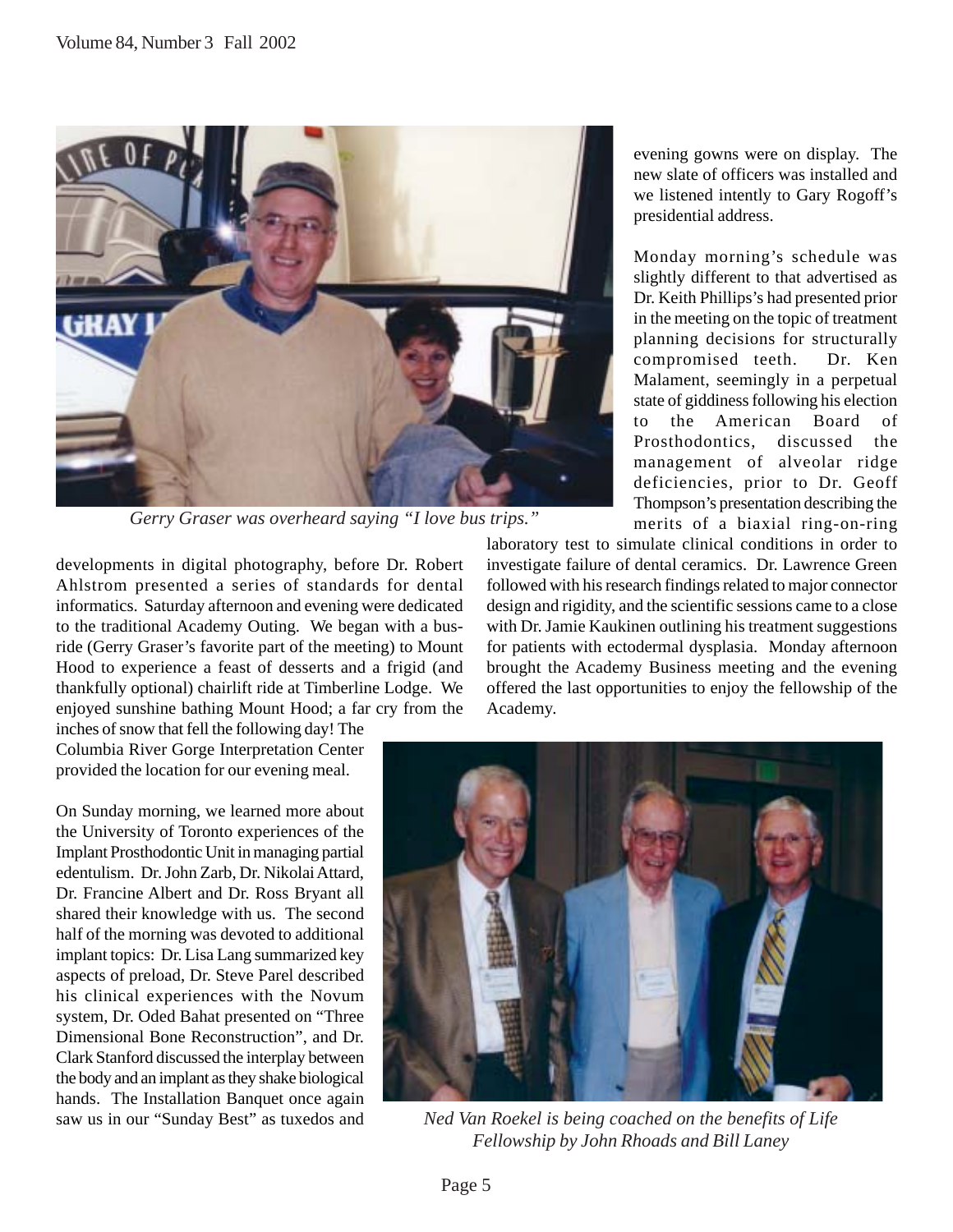*Gerry Graser was overheard saying "I love bus trips."*

developments in digital photography, before Dr. Robert Ahlstrom presented a series of standards for dental informatics. Saturday afternoon and evening were dedicated to the traditional Academy Outing. We began with a bus-ride (Gerry Graser's favorite part of the meeting) to Mount Hood to experience a feast of desserts and a frigid (and thankfully optional) chairlift ride at Timberline Lodge. We enjoyed sunshine bathing Mount Hood; a far cry from the inches of snow that fell the following day! The Columbia River Gorge Interpretation Center provided the location for our evening meal.

On Sunday morning, we learned more about the University of Toronto experiences of the Implant Prosthodontic Unit in managing partial edentulism. Dr. John Zarb, Dr. Nikolai Attard, Dr. Francine Albert and Dr. Ross Bryant all shared their knowledge with us. The second half of the morning was devoted to additional implant topics: Dr. Lisa Lang summarized key aspects of preload, Dr. Steve Parel described his clinical experiences with the Novum system, Dr. Oded Bahat presented on "Three Dimensional Bone Reconstruction", and Dr. Clark Stanford discussed the interplay between the body and an implant as they shake biological hands. The Installation Banquet once again saw us in our "Sunday Best" as tuxedos and evening gowns were on display. The new slate of officers was installed and we listened intently to Gary Rogoff's presidential address.

Monday morning's schedule was slightly different to that advertised as Dr. Keith Phillips's had presented prior in the meeting on the topic of treatment planning decisions for structurally compromised teeth. Dr. Ken Malament, seemingly in a perpetual state of giddiness following his election to the American Board of Prosthodontics, discussed the management of alveolar ridge deficiencies, prior to Dr. Geoff Thompson's presentation describing the merits of a biaxial ring-on-ring laboratory test to simulate clinical conditions in order to investigate failure of dental ceramics. Dr. Lawrence Green followed with his research findings related to major connector design and rigidity, and the scientific sessions came to a close with Dr. Jamie Kaukinen outlining his treatment suggestions for patients with ectodermal dysplasia. Monday afternoon brought the Academy Business meeting and the evening offered the last opportunities to enjoy the fellowship of the Academy.

*Ned Van Roekel is being coached on the benefits of Life Fellowship by John Rhoads and Bill Laney*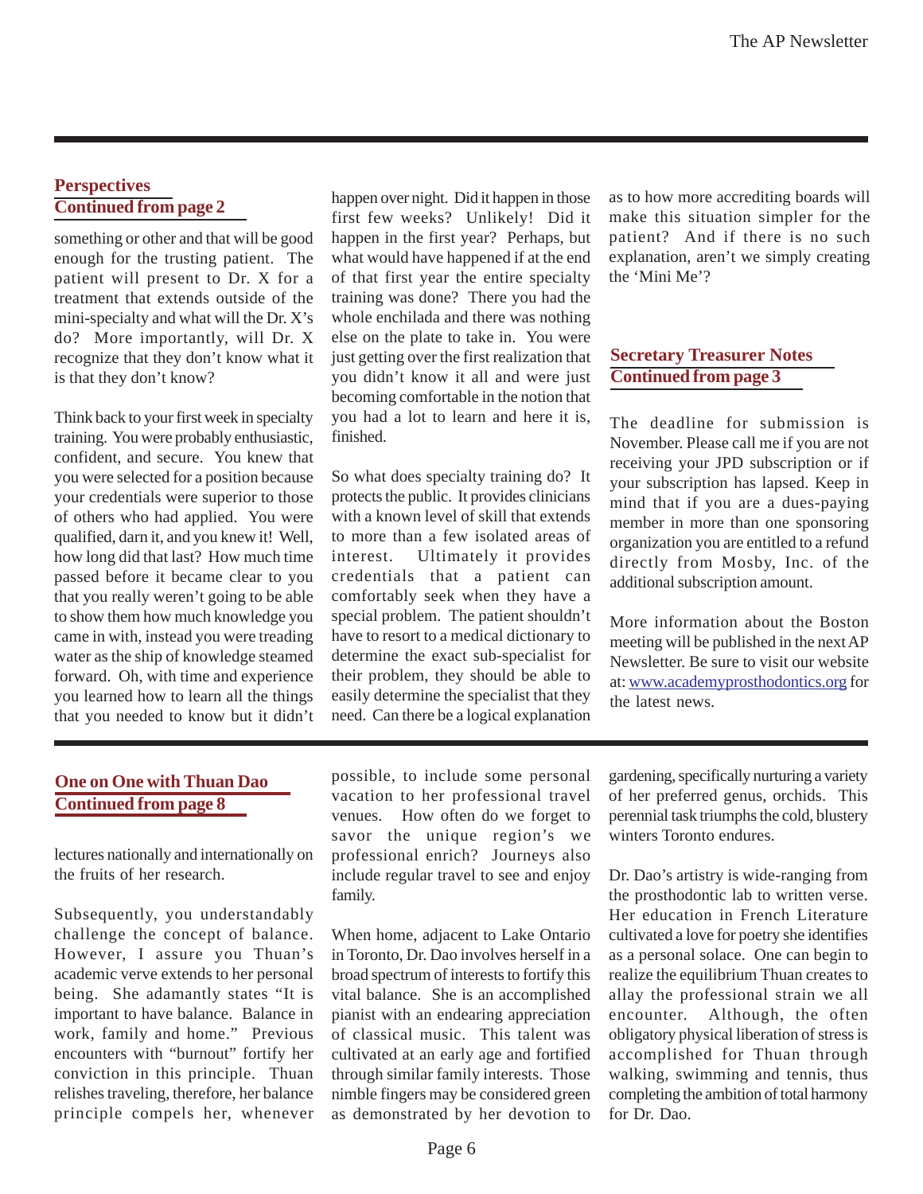## Perspectives
### Continued from page 2

something or other and that will be good enough for the trusting patient. The patient will present to Dr. X for a treatment that extends outside of the mini-specialty and what will the Dr. X's do? More importantly, will Dr. X recognize that they don't know what it is that they don't know?

Think back to your first week in specialty training. You were probably enthusiastic, confident, and secure. You knew that you were selected for a position because your credentials were superior to those of others who had applied. You were qualified, darn it, and you knew it! Well, how long did that last? How much time passed before it became clear to you that you really weren't going to be able to show them how much knowledge you came in with, instead you were treading water as the ship of knowledge steamed forward. Oh, with time and experience you learned how to learn all the things that you needed to know but it didn't happen over night. Did it happen in those first few weeks? Unlikely! Did it happen in the first year? Perhaps, but what would have happened if at the end of that first year the entire specialty training was done? There you had the whole enchilada and there was nothing else on the plate to take in. You were just getting over the first realization that you didn't know it all and were just becoming comfortable in the notion that you had a lot to learn and here it is, finished.

So what does specialty training do? It protects the public. It provides clinicians with a known level of skill that extends to more than a few isolated areas of interest. Ultimately it provides credentials that a patient can comfortably seek when they have a special problem. The patient shouldn't have to resort to a medical dictionary to determine the exact sub-specialist for their problem, they should be able to easily determine the specialist that they need. Can there be a logical explanation as to how more accrediting boards will make this situation simpler for the patient? And if there is no such explanation, aren't we simply creating the 'Mini Me'?

## Secretary Treasurer Notes
### Continued from page 3

The deadline for submission is November. Please call me if you are not receiving your JPD subscription or if your subscription has lapsed. Keep in mind that if you are a dues-paying member in more than one sponsoring organization you are entitled to a refund directly from Mosby, Inc. of the additional subscription amount.

More information about the Boston meeting will be published in the next AP Newsletter. Be sure to visit our website at: www.academyprosthodontics.org for the latest news.

## One on One with Thuan Dao
### Continued from page 8

lectures nationally and internationally on the fruits of her research.

Subsequently, you understandably challenge the concept of balance. However, I assure you Thuan's academic verve extends to her personal being. She adamantly states "It is important to have balance. Balance in work, family and home." Previous encounters with "burnout" fortify her conviction in this principle. Thuan relishes traveling, therefore, her balance principle compels her, whenever possible, to include some personal vacation to her professional travel venues. How often do we forget to savor the unique region's we professional enrich? Journeys also include regular travel to see and enjoy family.

When home, adjacent to Lake Ontario in Toronto, Dr. Dao involves herself in a broad spectrum of interests to fortify this vital balance. She is an accomplished pianist with an endearing appreciation of classical music. This talent was cultivated at an early age and fortified through similar family interests. Those nimble fingers may be considered green as demonstrated by her devotion to gardening, specifically nurturing a variety of her preferred genus, orchids. This perennial task triumphs the cold, blustery winters Toronto endures.

Dr. Dao's artistry is wide-ranging from the prosthodontic lab to written verse. Her education in French Literature cultivated a love for poetry she identifies as a personal solace. One can begin to realize the equilibrium Thuan creates to allay the professional strain we all encounter. Although, the often obligatory physical liberation of stress is accomplished for Thuan through walking, swimming and tennis, thus completing the ambition of total harmony for Dr. Dao.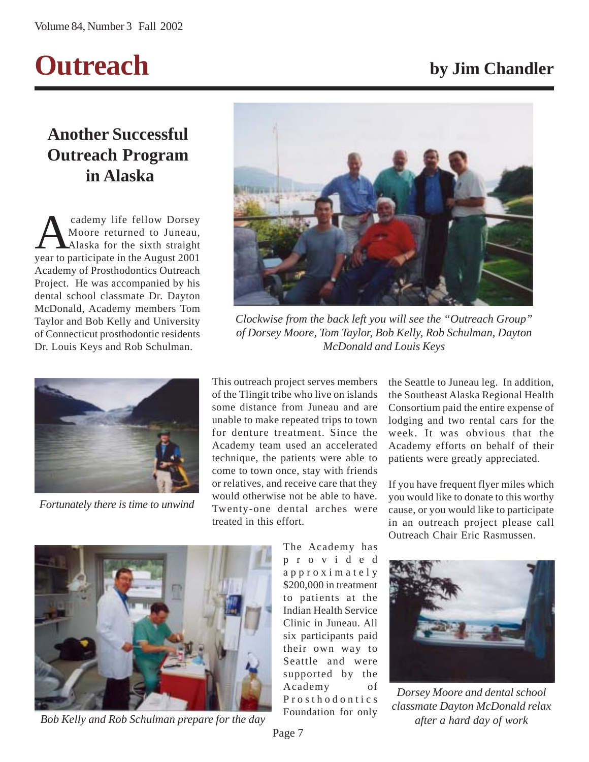# Outreach

**by Jim Chandler**

## Another Successful Outreach Program in Alaska

Academy life fellow Dorsey Moore returned to Juneau, Alaska for the sixth straight year to participate in the August 2001 Academy of Prosthodontics Outreach Project. He was accompanied by his dental school classmate Dr. Dayton McDonald, Academy members Tom Taylor and Bob Kelly and University of Connecticut prosthodontic residents Dr. Louis Keys and Rob Schulman.

*Clockwise from the back left you will see the "Outreach Group" of Dorsey Moore, Tom Taylor, Bob Kelly, Rob Schulman, Dayton McDonald and Louis Keys*

*Fortunately there is time to unwind*

This outreach project serves members of the Tlingit tribe who live on islands some distance from Juneau and are unable to make repeated trips to town for denture treatment. Since the Academy team used an accelerated technique, the patients were able to come to town once, stay with friends or relatives, and receive care that they would otherwise not be able to have. Twenty-one dental arches were treated in this effort.

The Academy has provided approximately $200,000 in treatment to patients at the Indian Health Service Clinic in Juneau. All six participants paid their own way to Seattle and were supported by the Academy of Prosthodontics Foundation for only the Seattle to Juneau leg. In addition, the Southeast Alaska Regional Health Consortium paid the entire expense of lodging and two rental cars for the week. It was obvious that the Academy efforts on behalf of their patients were greatly appreciated.

If you have frequent flyer miles which you would like to donate to this worthy cause, or you would like to participate in an outreach project please call Outreach Chair Eric Rasmussen.

*Bob Kelly and Rob Schulman prepare for the day*

*Dorsey Moore and dental school classmate Dayton McDonald relax after a hard day of work*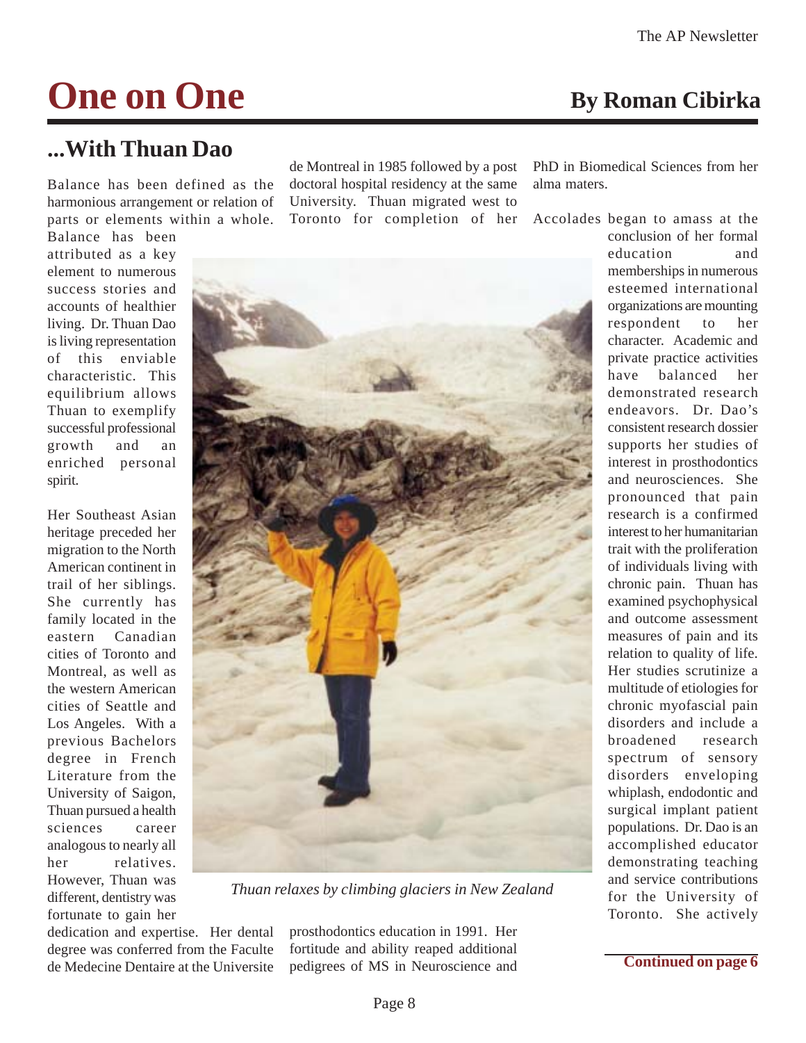# One on One

## By Roman Cibirka

## ...With Thuan Dao

Balance has been defined as the harmonious arrangement or relation of parts or elements within a whole. Balance has been attributed as a key element to numerous success stories and accounts of healthier living. Dr. Thuan Dao is living representation of this enviable characteristic. This equilibrium allows Thuan to exemplify successful professional growth and an enriched personal spirit.

Her Southeast Asian heritage preceded her migration to the North American continent in trail of her siblings. She currently has family located in the eastern Canadian cities of Toronto and Montreal, as well as the western American cities of Seattle and Los Angeles. With a previous Bachelors degree in French Literature from the University of Saigon, Thuan pursued a health sciences career analogous to nearly all her relatives. However, Thuan was different, dentistry was fortunate to gain her dedication and expertise. Her dental degree was conferred from the Faculte de Medecine Dentaire at the Universite de Montreal in 1985 followed by a post doctoral hospital residency at the same University. Thuan migrated west to Toronto for completion of her prosthodontics education in 1991. Her fortitude and ability reaped additional pedigrees of MS in Neuroscience and PhD in Biomedical Sciences from her alma maters.

*Thuan relaxes by climbing glaciers in New Zealand*

Accolades began to amass at the conclusion of her formal education and memberships in numerous esteemed international organizations are mounting respondent to her character. Academic and private practice activities have balanced her demonstrated research endeavors. Dr. Dao's consistent research dossier supports her studies of interest in prosthodontics and neurosciences. She pronounced that pain research is a confirmed interest to her humanitarian trait with the proliferation of individuals living with chronic pain. Thuan has examined psychophysical and outcome assessment measures of pain and its relation to quality of life. Her studies scrutinize a multitude of etiologies for chronic myofascial pain disorders and include a broadened research spectrum of sensory disorders enveloping whiplash, endodontic and surgical implant patient populations. Dr. Dao is an accomplished educator demonstrating teaching and service contributions for the University of Toronto. She actively

**Continued on page 6**